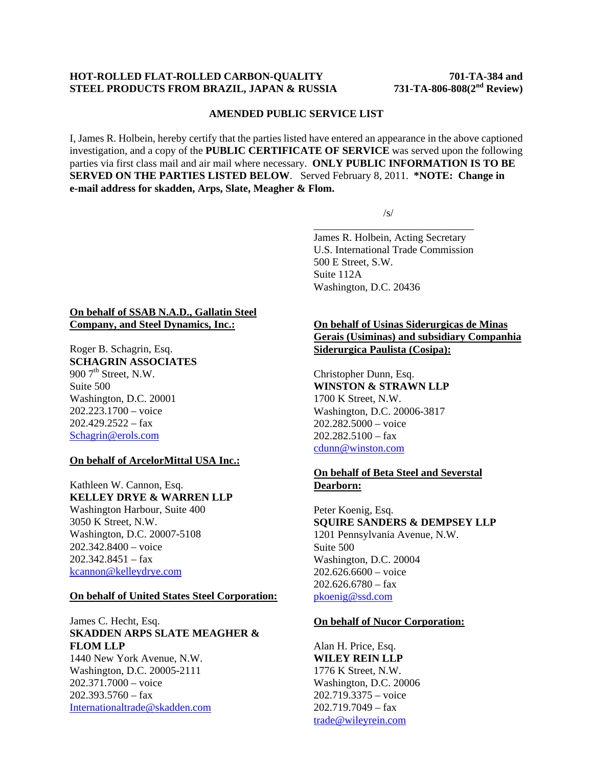**HOT-ROLLED FLAT-ROLLED CARBON-QUALITY STEEL PRODUCTS FROM BRAZIL, JAPAN & RUSSIA**

**701-TA-384 and 731-TA-806-808(2nd Review)**

**AMENDED PUBLIC SERVICE LIST**

I, James R. Holbein, hereby certify that the parties listed have entered an appearance in the above captioned investigation, and a copy of the **PUBLIC CERTIFICATE OF SERVICE** was served upon the following parties via first class mail and air mail where necessary. **ONLY PUBLIC INFORMATION IS TO BE SERVED ON THE PARTIES LISTED BELOW**. Served February 8, 2011. ***NOTE: Change in e-mail address for skadden, Arps, Slate, Meagher & Flom.**

/s/

James R. Holbein, Acting Secretary
U.S. International Trade Commission
500 E Street, S.W.
Suite 112A
Washington, D.C. 20436

**On behalf of SSAB N.A.D., Gallatin Steel Company, and Steel Dynamics, Inc.:**

Roger B. Schagrin, Esq.
**SCHAGRIN ASSOCIATES**
900 7th Street, N.W.
Suite 500
Washington, D.C. 20001
202.223.1700 – voice
202.429.2522 – fax
Schagrin@erols.com

**On behalf of ArcelorMittal USA Inc.:**

Kathleen W. Cannon, Esq.
**KELLEY DRYE & WARREN LLP**
Washington Harbour, Suite 400
3050 K Street, N.W.
Washington, D.C. 20007-5108
202.342.8400 – voice
202.342.8451 – fax
kcannon@kelleydrye.com

**On behalf of United States Steel Corporation:**

James C. Hecht, Esq.
**SKADDEN ARPS SLATE MEAGHER & FLOM LLP**
1440 New York Avenue, N.W.
Washington, D.C. 20005-2111
202.371.7000 – voice
202.393.5760 – fax
Internationaltrade@skadden.com

**On behalf of Usinas Siderurgicas de Minas Gerais (Usiminas) and subsidiary Companhia Siderurgica Paulista (Cosipa):**

Christopher Dunn, Esq.
**WINSTON & STRAWN LLP**
1700 K Street, N.W.
Washington, D.C. 20006-3817
202.282.5000 – voice
202.282.5100 – fax
cdunn@winston.com

**On behalf of Beta Steel and Severstal Dearborn:**

Peter Koenig, Esq.
**SQUIRE SANDERS & DEMPSEY LLP**
1201 Pennsylvania Avenue, N.W.
Suite 500
Washington, D.C. 20004
202.626.6600 – voice
202.626.6780 – fax
pkoenig@ssd.com

**On behalf of Nucor Corporation:**

Alan H. Price, Esq.
**WILEY REIN LLP**
1776 K Street, N.W.
Washington, D.C. 20006
202.719.3375 – voice
202.719.7049 – fax
trade@wileyrein.com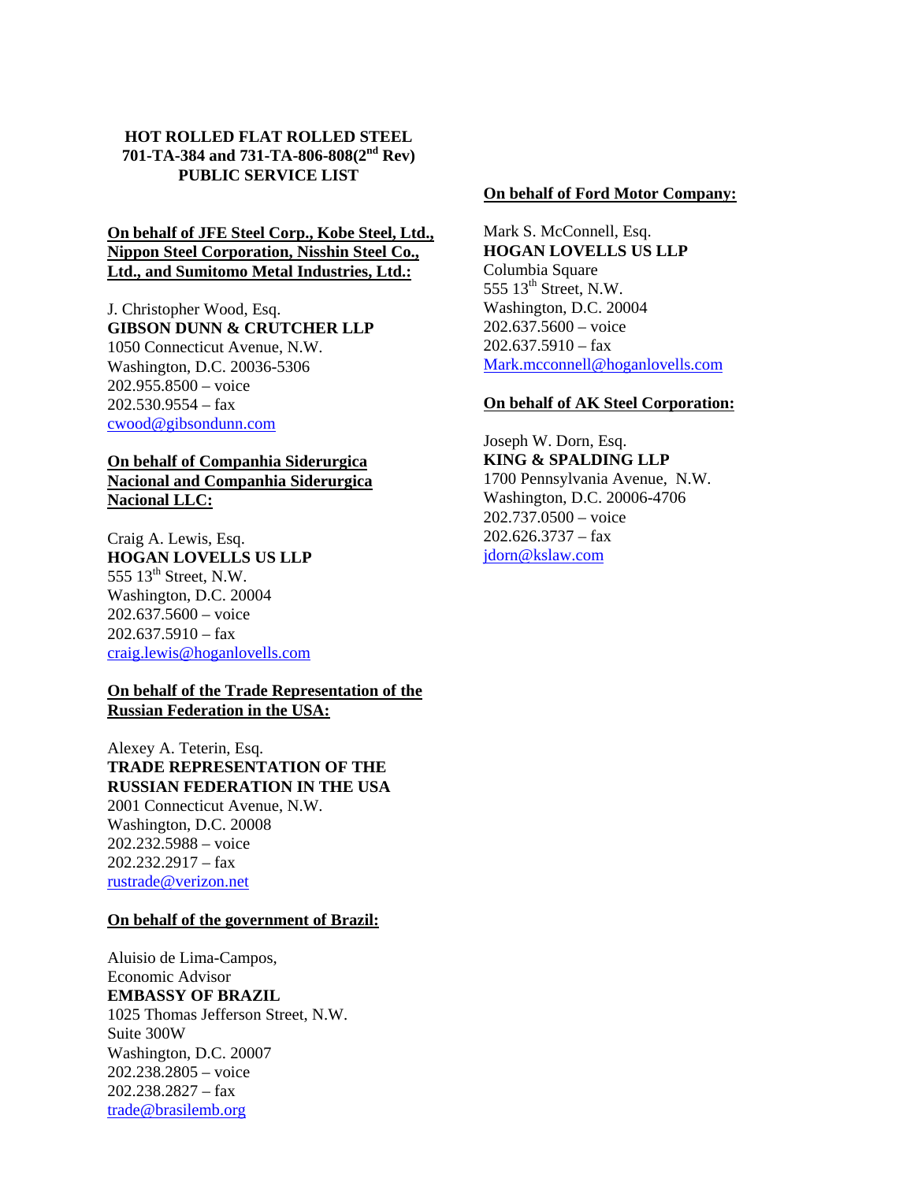**HOT ROLLED FLAT ROLLED STEEL**
**701-TA-384 and 731-TA-806-808(2nd Rev)**
**PUBLIC SERVICE LIST**

**On behalf of JFE Steel Corp., Kobe Steel, Ltd., Nippon Steel Corporation, Nisshin Steel Co., Ltd., and Sumitomo Metal Industries, Ltd.:**

J. Christopher Wood, Esq.
**GIBSON DUNN & CRUTCHER LLP**
1050 Connecticut Avenue, N.W.
Washington, D.C. 20036-5306
202.955.8500 – voice
202.530.9554 – fax
cwood@gibsondunn.com

**On behalf of Companhia Siderurgica Nacional and Companhia Siderurgica Nacional LLC:**

Craig A. Lewis, Esq.
**HOGAN LOVELLS US LLP**
555 13th Street, N.W.
Washington, D.C. 20004
202.637.5600 – voice
202.637.5910 – fax
craig.lewis@hoganlovells.com

**On behalf of the Trade Representation of the Russian Federation in the USA:**

Alexey A. Teterin, Esq.
**TRADE REPRESENTATION OF THE RUSSIAN FEDERATION IN THE USA**
2001 Connecticut Avenue, N.W.
Washington, D.C. 20008
202.232.5988 – voice
202.232.2917 – fax
rustrade@verizon.net

**On behalf of the government of Brazil:**

Aluisio de Lima-Campos,
Economic Advisor
**EMBASSY OF BRAZIL**
1025 Thomas Jefferson Street, N.W.
Suite 300W
Washington, D.C. 20007
202.238.2805 – voice
202.238.2827 – fax
trade@brasilemb.org

**On behalf of Ford Motor Company:**

Mark S. McConnell, Esq.
**HOGAN LOVELLS US LLP**
Columbia Square
555 13th Street, N.W.
Washington, D.C. 20004
202.637.5600 – voice
202.637.5910 – fax
Mark.mcconnell@hoganlovells.com

**On behalf of AK Steel Corporation:**

Joseph W. Dorn, Esq.
**KING & SPALDING LLP**
1700 Pennsylvania Avenue, N.W.
Washington, D.C. 20006-4706
202.737.0500 – voice
202.626.3737 – fax
jdorn@kslaw.com